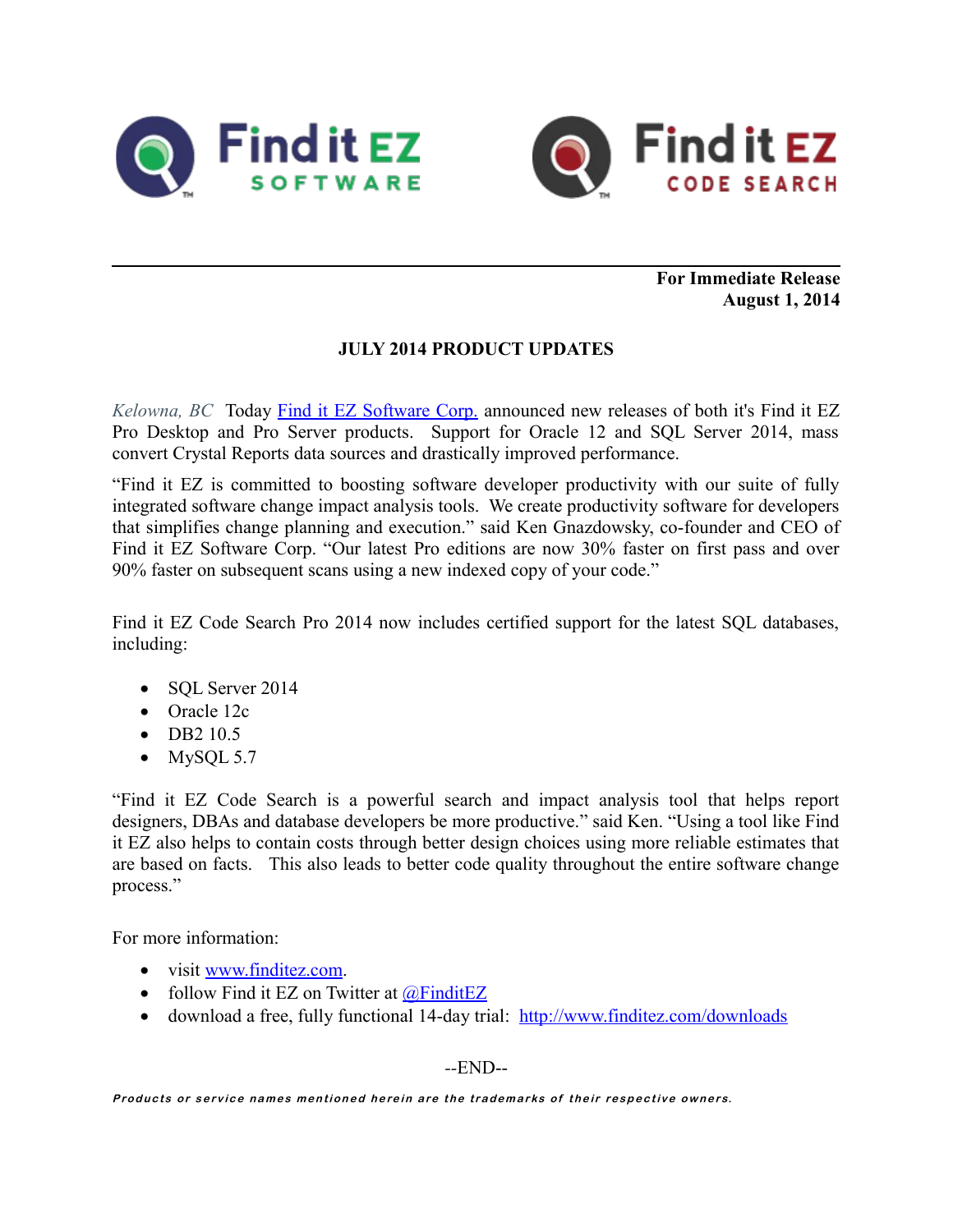Find it EZ SOFTWARE

Find it EZ CODE SEARCH

**For Immediate Release**
**August 1, 2014**

## JULY 2014 PRODUCT UPDATES

*Kelowna, BC* Today Find it EZ Software Corp. announced new releases of both it's Find it EZ Pro Desktop and Pro Server products. Support for Oracle 12 and SQL Server 2014, mass convert Crystal Reports data sources and drastically improved performance.

"Find it EZ is committed to boosting software developer productivity with our suite of fully integrated software change impact analysis tools. We create productivity software for developers that simplifies change planning and execution." said Ken Gnazdowsky, co-founder and CEO of Find it EZ Software Corp. "Our latest Pro editions are now 30% faster on first pass and over 90% faster on subsequent scans using a new indexed copy of your code."

Find it EZ Code Search Pro 2014 now includes certified support for the latest SQL databases, including:

- SQL Server 2014
- Oracle 12c
- DB2 10.5
- MySQL 5.7

"Find it EZ Code Search is a powerful search and impact analysis tool that helps report designers, DBAs and database developers be more productive." said Ken. "Using a tool like Find it EZ also helps to contain costs through better design choices using more reliable estimates that are based on facts. This also leads to better code quality throughout the entire software change process."

For more information:

- visit www.finditez.com.
- follow Find it EZ on Twitter at @FinditEZ
- download a free, fully functional 14-day trial: http://www.finditez.com/downloads

--END--

***Products or service names mentioned herein are the trademarks of their respective owners.***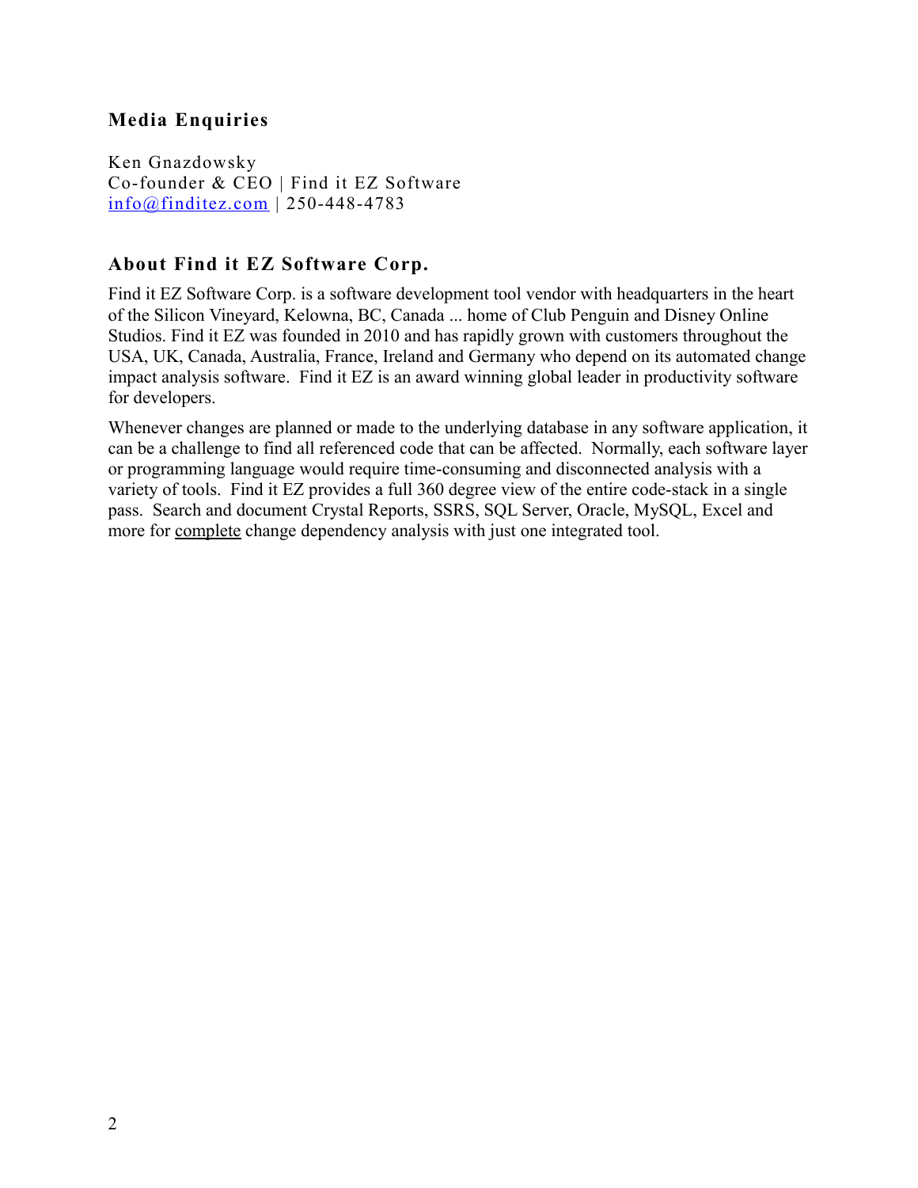## Media Enquiries

Ken Gnazdowsky
Co-founder & CEO | Find it EZ Software
info@finditez.com | 250-448-4783

## About Find it EZ Software Corp.

Find it EZ Software Corp. is a software development tool vendor with headquarters in the heart of the Silicon Vineyard, Kelowna, BC, Canada ... home of Club Penguin and Disney Online Studios. Find it EZ was founded in 2010 and has rapidly grown with customers throughout the USA, UK, Canada, Australia, France, Ireland and Germany who depend on its automated change impact analysis software. Find it EZ is an award winning global leader in productivity software for developers.

Whenever changes are planned or made to the underlying database in any software application, it can be a challenge to find all referenced code that can be affected. Normally, each software layer or programming language would require time-consuming and disconnected analysis with a variety of tools. Find it EZ provides a full 360 degree view of the entire code-stack in a single pass. Search and document Crystal Reports, SSRS, SQL Server, Oracle, MySQL, Excel and more for complete change dependency analysis with just one integrated tool.